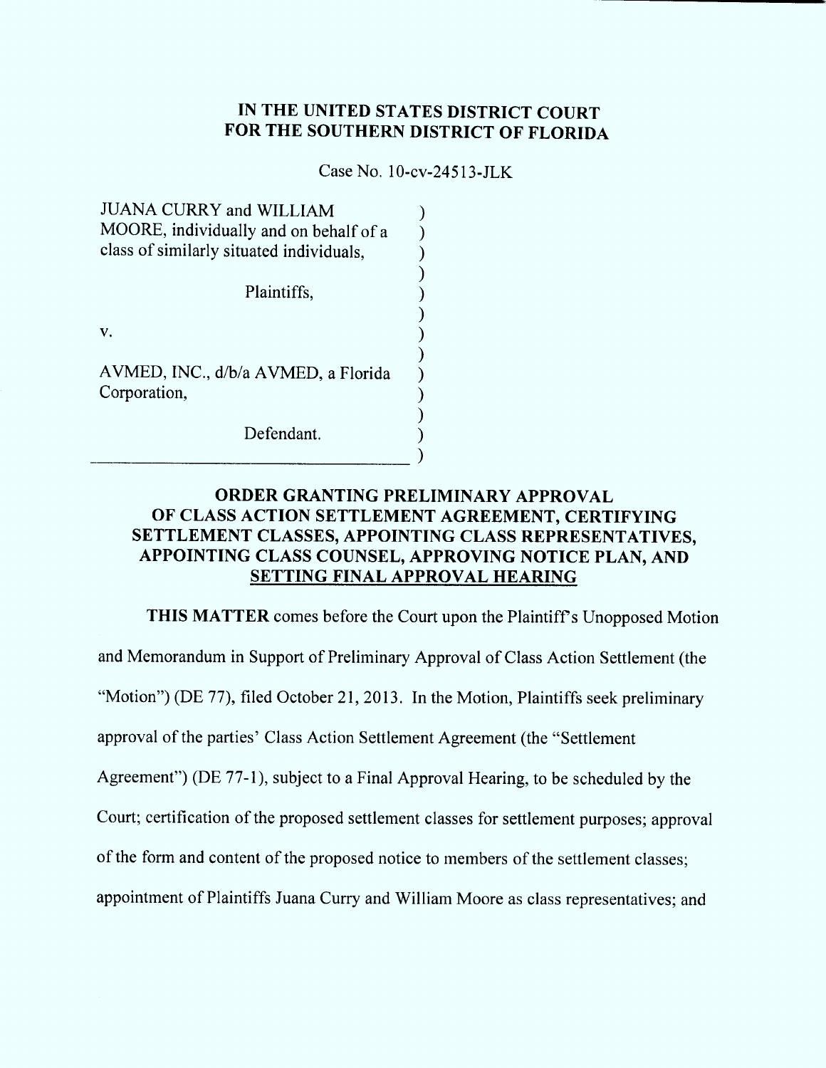**IN THE UNITED STATES DISTRICT COURT**
**FOR THE SOUTHERN DISTRICT OF FLORIDA**

Case No. 10-cv-24513-JLK

JUANA CURRY and WILLIAM MOORE, individually and on behalf of a class of similarly situated individuals,

Plaintiffs,

v.

AVMED, INC., d/b/a AVMED, a Florida Corporation,

Defendant.

## ORDER GRANTING PRELIMINARY APPROVAL OF CLASS ACTION SETTLEMENT AGREEMENT, CERTIFYING SETTLEMENT CLASSES, APPOINTING CLASS REPRESENTATIVES, APPOINTING CLASS COUNSEL, APPROVING NOTICE PLAN, AND SETTING FINAL APPROVAL HEARING

**THIS MATTER** comes before the Court upon the Plaintiff's Unopposed Motion and Memorandum in Support of Preliminary Approval of Class Action Settlement (the "Motion") (DE 77), filed October 21, 2013. In the Motion, Plaintiffs seek preliminary approval of the parties' Class Action Settlement Agreement (the "Settlement Agreement") (DE 77-1), subject to a Final Approval Hearing, to be scheduled by the Court; certification of the proposed settlement classes for settlement purposes; approval of the form and content of the proposed notice to members of the settlement classes; appointment of Plaintiffs Juana Curry and William Moore as class representatives; and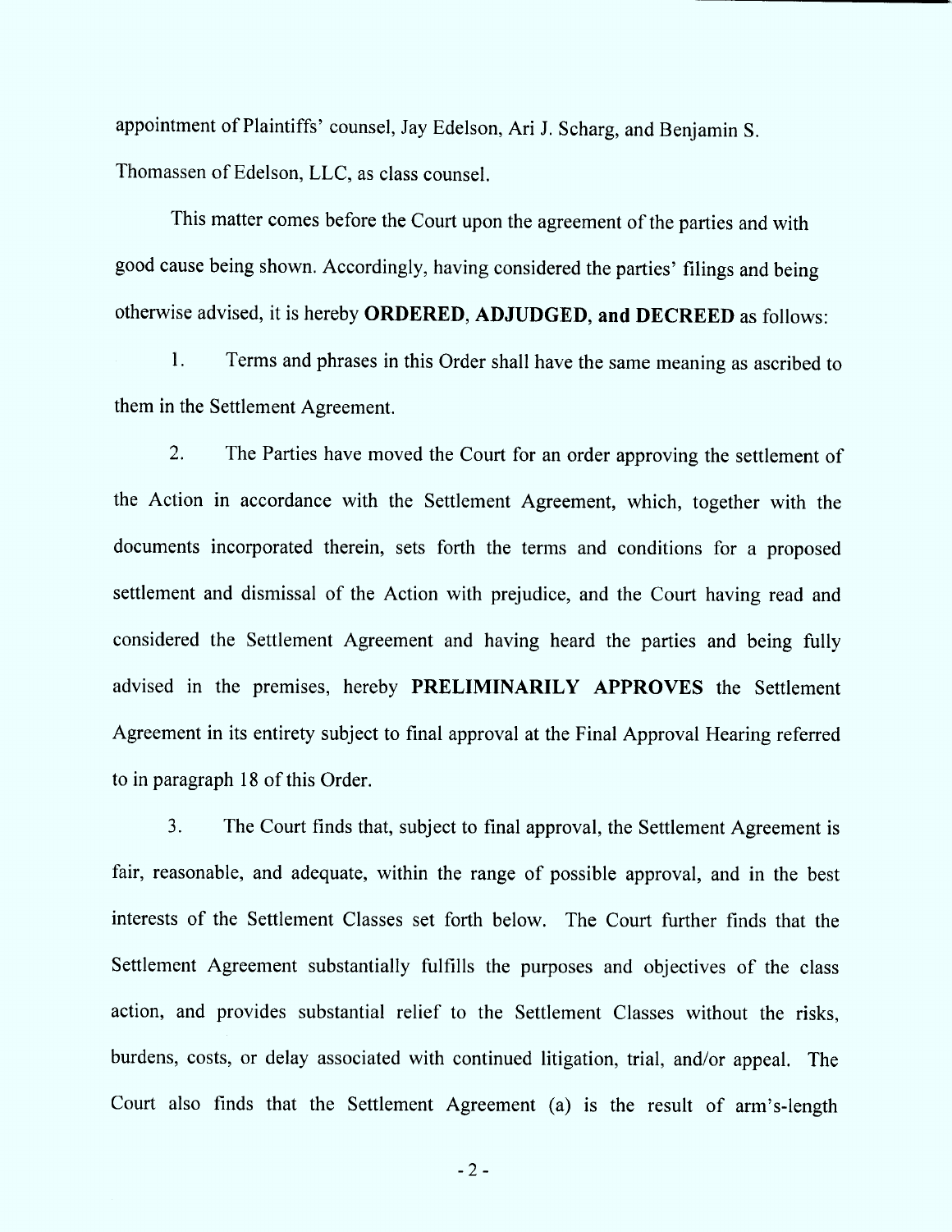appointment of Plaintiffs' counsel, Jay Edelson, Ari J. Scharg, and Benjamin S. Thomassen of Edelson, LLC, as class counsel.

This matter comes before the Court upon the agreement of the parties and with good cause being shown. Accordingly, having considered the parties' filings and being otherwise advised, it is hereby **ORDERED, ADJUDGED, and DECREED** as follows:

1. Terms and phrases in this Order shall have the same meaning as ascribed to them in the Settlement Agreement.

2. The Parties have moved the Court for an order approving the settlement of the Action in accordance with the Settlement Agreement, which, together with the documents incorporated therein, sets forth the terms and conditions for a proposed settlement and dismissal of the Action with prejudice, and the Court having read and considered the Settlement Agreement and having heard the parties and being fully advised in the premises, hereby **PRELIMINARILY APPROVES** the Settlement Agreement in its entirety subject to final approval at the Final Approval Hearing referred to in paragraph 18 of this Order.

3. The Court finds that, subject to final approval, the Settlement Agreement is fair, reasonable, and adequate, within the range of possible approval, and in the best interests of the Settlement Classes set forth below. The Court further finds that the Settlement Agreement substantially fulfills the purposes and objectives of the class action, and provides substantial relief to the Settlement Classes without the risks, burdens, costs, or delay associated with continued litigation, trial, and/or appeal. The Court also finds that the Settlement Agreement (a) is the result of arm's-length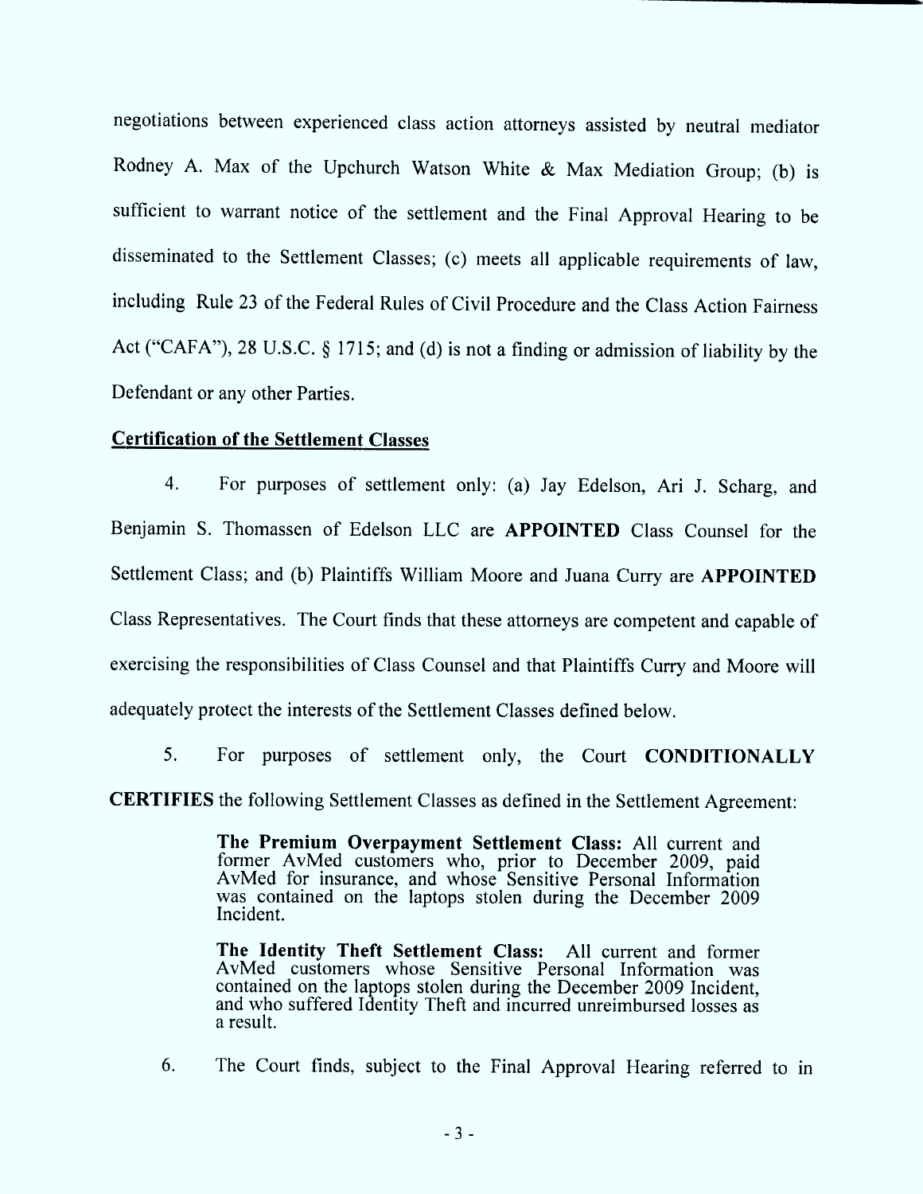negotiations between experienced class action attorneys assisted by neutral mediator Rodney A. Max of the Upchurch Watson White & Max Mediation Group; (b) is sufficient to warrant notice of the settlement and the Final Approval Hearing to be disseminated to the Settlement Classes; (c) meets all applicable requirements of law, including Rule 23 of the Federal Rules of Civil Procedure and the Class Action Fairness Act ("CAFA"), 28 U.S.C. § 1715; and (d) is not a finding or admission of liability by the Defendant or any other Parties.

**Certification of the Settlement Classes**

4. For purposes of settlement only: (a) Jay Edelson, Ari J. Scharg, and Benjamin S. Thomassen of Edelson LLC are **APPOINTED** Class Counsel for the Settlement Class; and (b) Plaintiffs William Moore and Juana Curry are **APPOINTED** Class Representatives. The Court finds that these attorneys are competent and capable of exercising the responsibilities of Class Counsel and that Plaintiffs Curry and Moore will adequately protect the interests of the Settlement Classes defined below.

5. For purposes of settlement only, the Court **CONDITIONALLY CERTIFIES** the following Settlement Classes as defined in the Settlement Agreement:

> **The Premium Overpayment Settlement Class:** All current and former AvMed customers who, prior to December 2009, paid AvMed for insurance, and whose Sensitive Personal Information was contained on the laptops stolen during the December 2009 Incident.
>
> **The Identity Theft Settlement Class:** All current and former AvMed customers whose Sensitive Personal Information was contained on the laptops stolen during the December 2009 Incident, and who suffered Identity Theft and incurred unreimbursed losses as a result.

6. The Court finds, subject to the Final Approval Hearing referred to in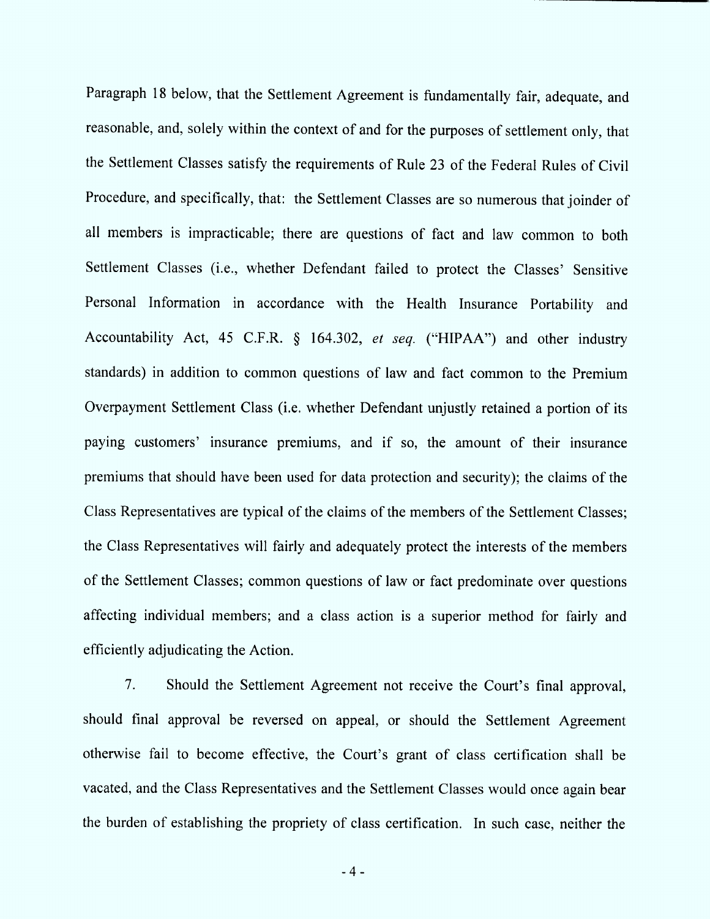Paragraph 18 below, that the Settlement Agreement is fundamentally fair, adequate, and reasonable, and, solely within the context of and for the purposes of settlement only, that the Settlement Classes satisfy the requirements of Rule 23 of the Federal Rules of Civil Procedure, and specifically, that: the Settlement Classes are so numerous that joinder of all members is impracticable; there are questions of fact and law common to both Settlement Classes (i.e., whether Defendant failed to protect the Classes' Sensitive Personal Information in accordance with the Health Insurance Portability and Accountability Act, 45 C.F.R. § 164.302, *et seq.* ("HIPAA") and other industry standards) in addition to common questions of law and fact common to the Premium Overpayment Settlement Class (i.e. whether Defendant unjustly retained a portion of its paying customers' insurance premiums, and if so, the amount of their insurance premiums that should have been used for data protection and security); the claims of the Class Representatives are typical of the claims of the members of the Settlement Classes; the Class Representatives will fairly and adequately protect the interests of the members of the Settlement Classes; common questions of law or fact predominate over questions affecting individual members; and a class action is a superior method for fairly and efficiently adjudicating the Action.

7. Should the Settlement Agreement not receive the Court's final approval, should final approval be reversed on appeal, or should the Settlement Agreement otherwise fail to become effective, the Court's grant of class certification shall be vacated, and the Class Representatives and the Settlement Classes would once again bear the burden of establishing the propriety of class certification. In such case, neither the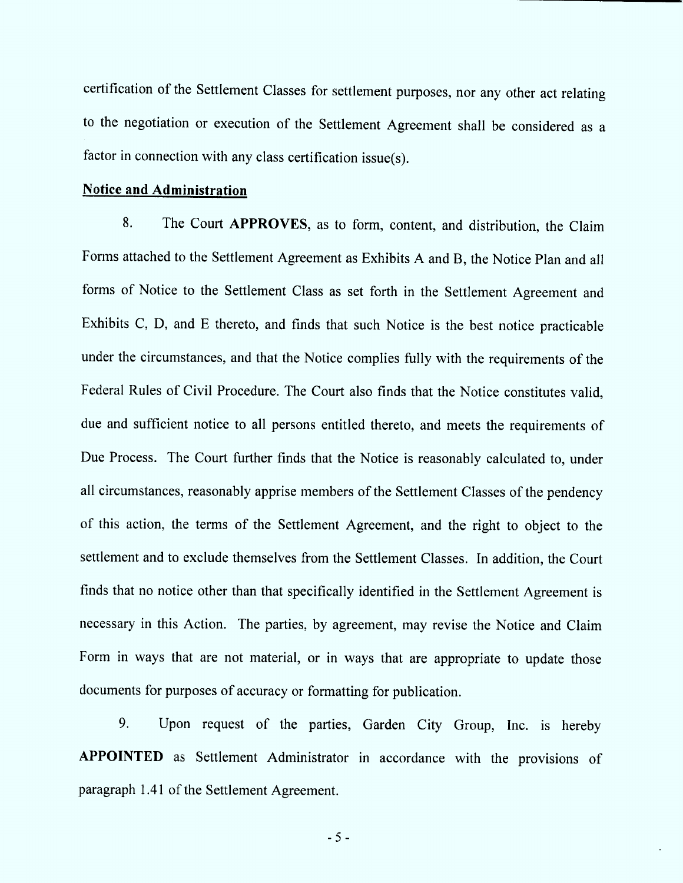certification of the Settlement Classes for settlement purposes, nor any other act relating to the negotiation or execution of the Settlement Agreement shall be considered as a factor in connection with any class certification issue(s).

**Notice and Administration**

8. The Court **APPROVES**, as to form, content, and distribution, the Claim Forms attached to the Settlement Agreement as Exhibits A and B, the Notice Plan and all forms of Notice to the Settlement Class as set forth in the Settlement Agreement and Exhibits C, D, and E thereto, and finds that such Notice is the best notice practicable under the circumstances, and that the Notice complies fully with the requirements of the Federal Rules of Civil Procedure. The Court also finds that the Notice constitutes valid, due and sufficient notice to all persons entitled thereto, and meets the requirements of Due Process. The Court further finds that the Notice is reasonably calculated to, under all circumstances, reasonably apprise members of the Settlement Classes of the pendency of this action, the terms of the Settlement Agreement, and the right to object to the settlement and to exclude themselves from the Settlement Classes. In addition, the Court finds that no notice other than that specifically identified in the Settlement Agreement is necessary in this Action. The parties, by agreement, may revise the Notice and Claim Form in ways that are not material, or in ways that are appropriate to update those documents for purposes of accuracy or formatting for publication.

9. Upon request of the parties, Garden City Group, Inc. is hereby **APPOINTED** as Settlement Administrator in accordance with the provisions of paragraph 1.41 of the Settlement Agreement.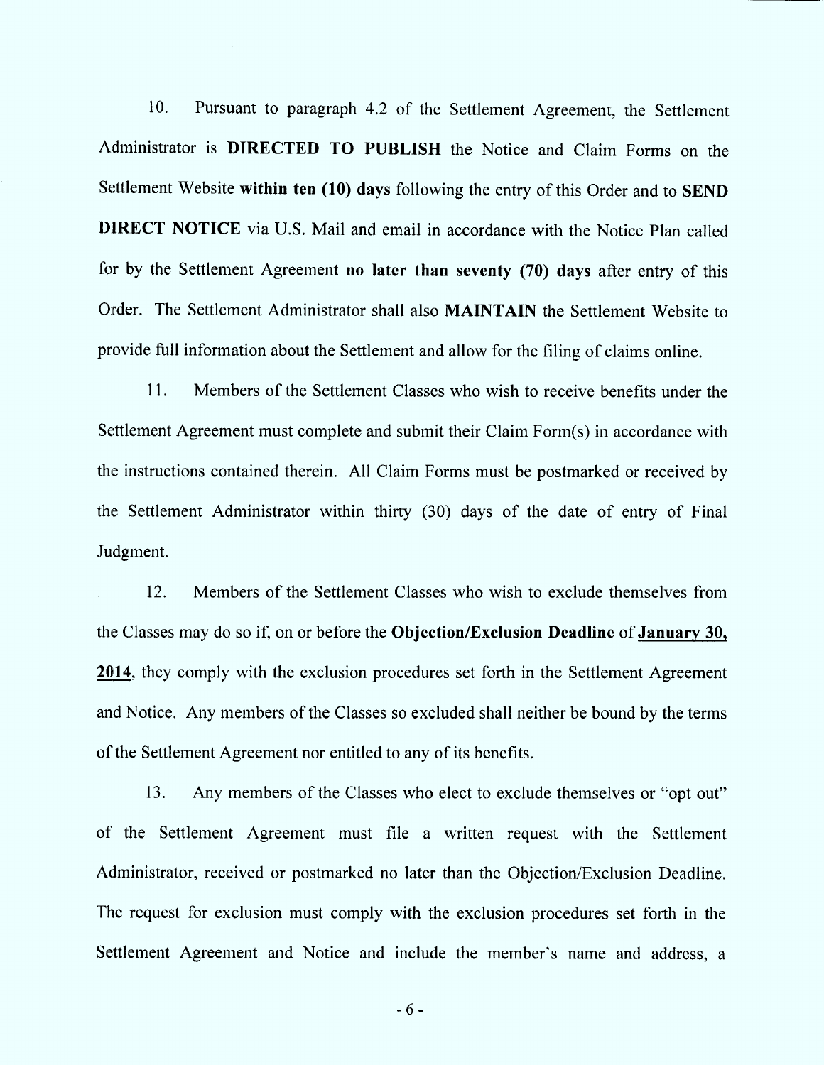10. Pursuant to paragraph 4.2 of the Settlement Agreement, the Settlement Administrator is **DIRECTED TO PUBLISH** the Notice and Claim Forms on the Settlement Website **within ten (10) days** following the entry of this Order and to **SEND DIRECT NOTICE** via U.S. Mail and email in accordance with the Notice Plan called for by the Settlement Agreement **no later than seventy (70) days** after entry of this Order. The Settlement Administrator shall also **MAINTAIN** the Settlement Website to provide full information about the Settlement and allow for the filing of claims online.

11. Members of the Settlement Classes who wish to receive benefits under the Settlement Agreement must complete and submit their Claim Form(s) in accordance with the instructions contained therein. All Claim Forms must be postmarked or received by the Settlement Administrator within thirty (30) days of the date of entry of Final Judgment.

12. Members of the Settlement Classes who wish to exclude themselves from the Classes may do so if, on or before the **Objection/Exclusion Deadline** of **January 30, 2014**, they comply with the exclusion procedures set forth in the Settlement Agreement and Notice. Any members of the Classes so excluded shall neither be bound by the terms of the Settlement Agreement nor entitled to any of its benefits.

13. Any members of the Classes who elect to exclude themselves or "opt out" of the Settlement Agreement must file a written request with the Settlement Administrator, received or postmarked no later than the Objection/Exclusion Deadline. The request for exclusion must comply with the exclusion procedures set forth in the Settlement Agreement and Notice and include the member's name and address, a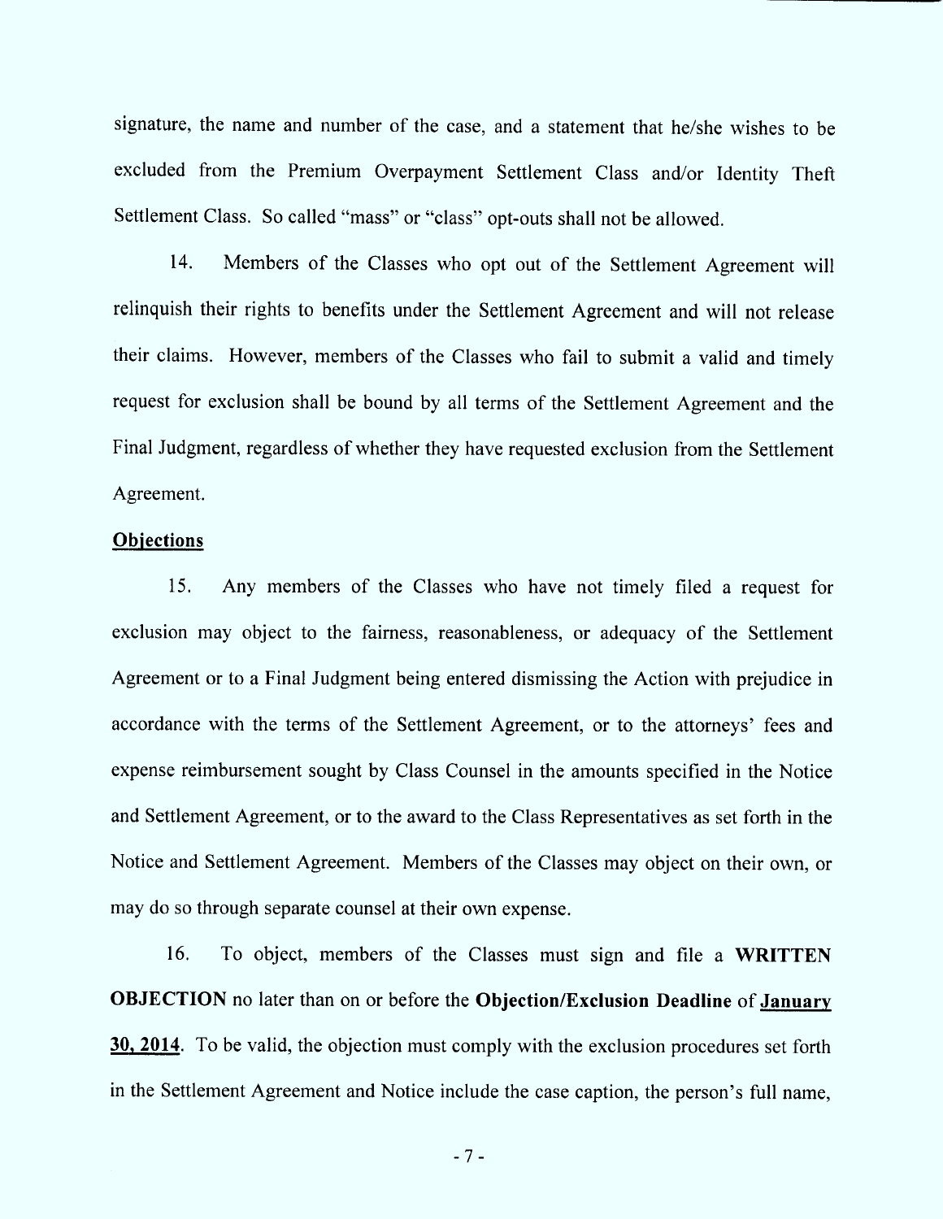signature, the name and number of the case, and a statement that he/she wishes to be excluded from the Premium Overpayment Settlement Class and/or Identity Theft Settlement Class. So called "mass" or "class" opt-outs shall not be allowed.

14. Members of the Classes who opt out of the Settlement Agreement will relinquish their rights to benefits under the Settlement Agreement and will not release their claims. However, members of the Classes who fail to submit a valid and timely request for exclusion shall be bound by all terms of the Settlement Agreement and the Final Judgment, regardless of whether they have requested exclusion from the Settlement Agreement.

**Objections**

15. Any members of the Classes who have not timely filed a request for exclusion may object to the fairness, reasonableness, or adequacy of the Settlement Agreement or to a Final Judgment being entered dismissing the Action with prejudice in accordance with the terms of the Settlement Agreement, or to the attorneys' fees and expense reimbursement sought by Class Counsel in the amounts specified in the Notice and Settlement Agreement, or to the award to the Class Representatives as set forth in the Notice and Settlement Agreement. Members of the Classes may object on their own, or may do so through separate counsel at their own expense.

16. To object, members of the Classes must sign and file a **WRITTEN OBJECTION** no later than on or before the **Objection/Exclusion Deadline** of **January 30, 2014**. To be valid, the objection must comply with the exclusion procedures set forth in the Settlement Agreement and Notice include the case caption, the person's full name,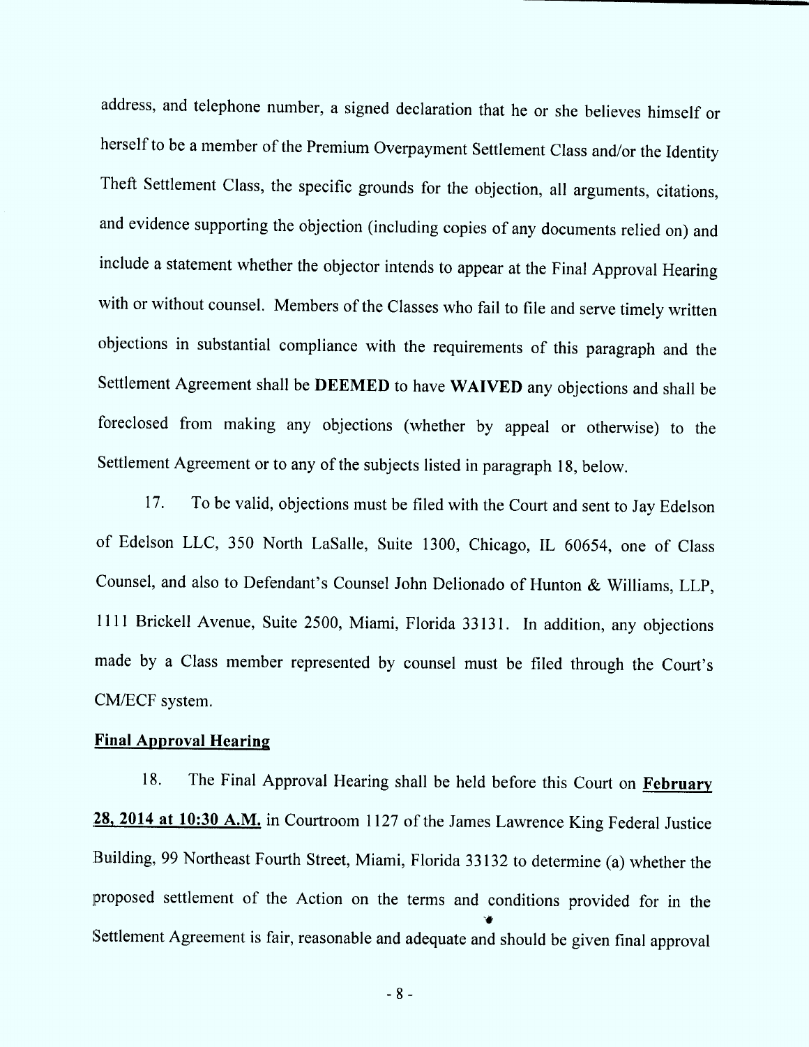address, and telephone number, a signed declaration that he or she believes himself or herself to be a member of the Premium Overpayment Settlement Class and/or the Identity Theft Settlement Class, the specific grounds for the objection, all arguments, citations, and evidence supporting the objection (including copies of any documents relied on) and include a statement whether the objector intends to appear at the Final Approval Hearing with or without counsel. Members of the Classes who fail to file and serve timely written objections in substantial compliance with the requirements of this paragraph and the Settlement Agreement shall be **DEEMED** to have **WAIVED** any objections and shall be foreclosed from making any objections (whether by appeal or otherwise) to the Settlement Agreement or to any of the subjects listed in paragraph 18, below.

17. To be valid, objections must be filed with the Court and sent to Jay Edelson of Edelson LLC, 350 North LaSalle, Suite 1300, Chicago, IL 60654, one of Class Counsel, and also to Defendant's Counsel John Delionado of Hunton & Williams, LLP, 1111 Brickell Avenue, Suite 2500, Miami, Florida 33131. In addition, any objections made by a Class member represented by counsel must be filed through the Court's CM/ECF system.

**Final Approval Hearing**

18. The Final Approval Hearing shall be held before this Court on **February 28, 2014 at 10:30 A.M.** in Courtroom 1127 of the James Lawrence King Federal Justice Building, 99 Northeast Fourth Street, Miami, Florida 33132 to determine (a) whether the proposed settlement of the Action on the terms and conditions provided for in the Settlement Agreement is fair, reasonable and adequate and should be given final approval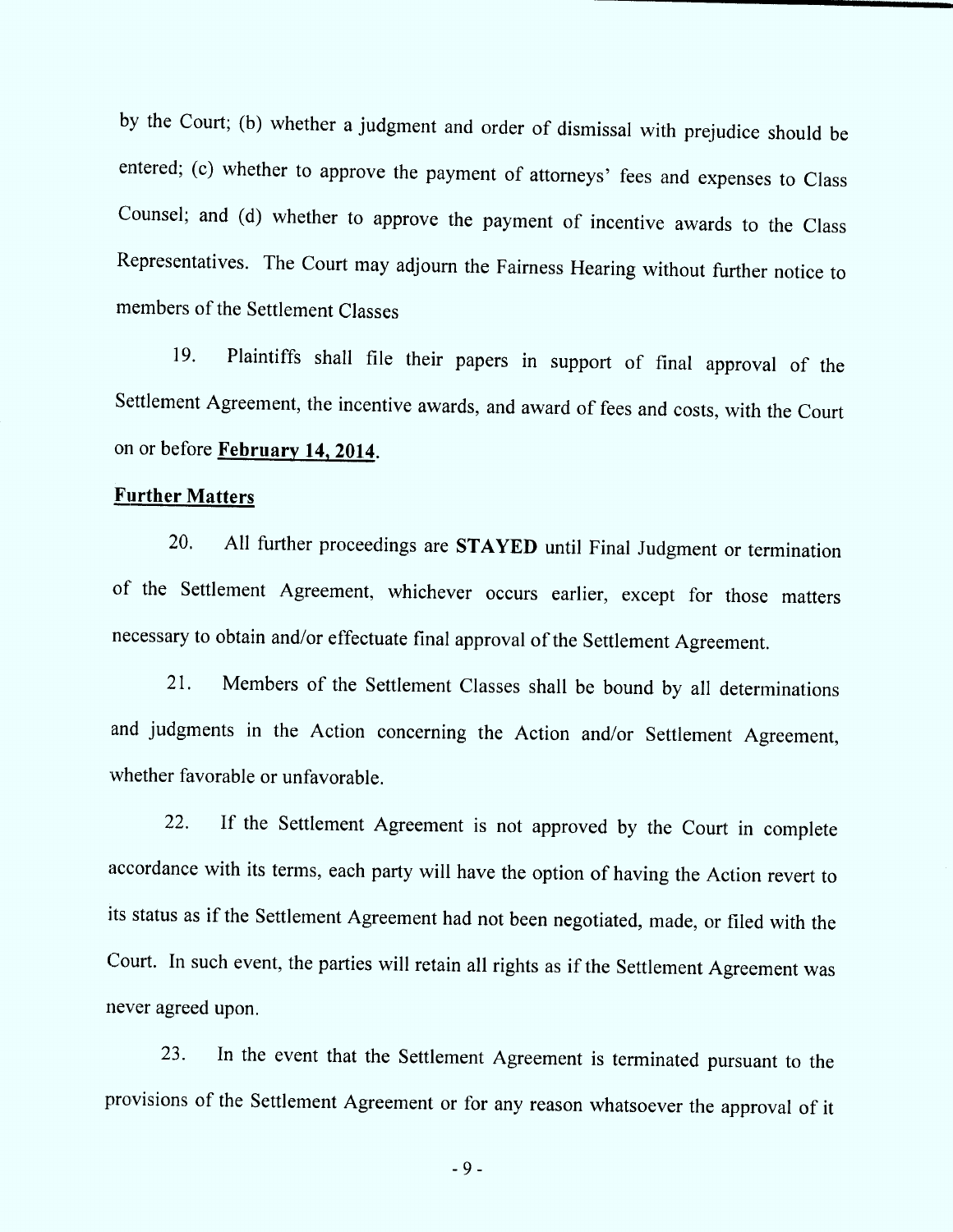by the Court; (b) whether a judgment and order of dismissal with prejudice should be entered; (c) whether to approve the payment of attorneys' fees and expenses to Class Counsel; and (d) whether to approve the payment of incentive awards to the Class Representatives. The Court may adjourn the Fairness Hearing without further notice to members of the Settlement Classes

19. Plaintiffs shall file their papers in support of final approval of the Settlement Agreement, the incentive awards, and award of fees and costs, with the Court on or before **February 14, 2014**.

**Further Matters**

20. All further proceedings are **STAYED** until Final Judgment or termination of the Settlement Agreement, whichever occurs earlier, except for those matters necessary to obtain and/or effectuate final approval of the Settlement Agreement.

21. Members of the Settlement Classes shall be bound by all determinations and judgments in the Action concerning the Action and/or Settlement Agreement, whether favorable or unfavorable.

22. If the Settlement Agreement is not approved by the Court in complete accordance with its terms, each party will have the option of having the Action revert to its status as if the Settlement Agreement had not been negotiated, made, or filed with the Court. In such event, the parties will retain all rights as if the Settlement Agreement was never agreed upon.

23. In the event that the Settlement Agreement is terminated pursuant to the provisions of the Settlement Agreement or for any reason whatsoever the approval of it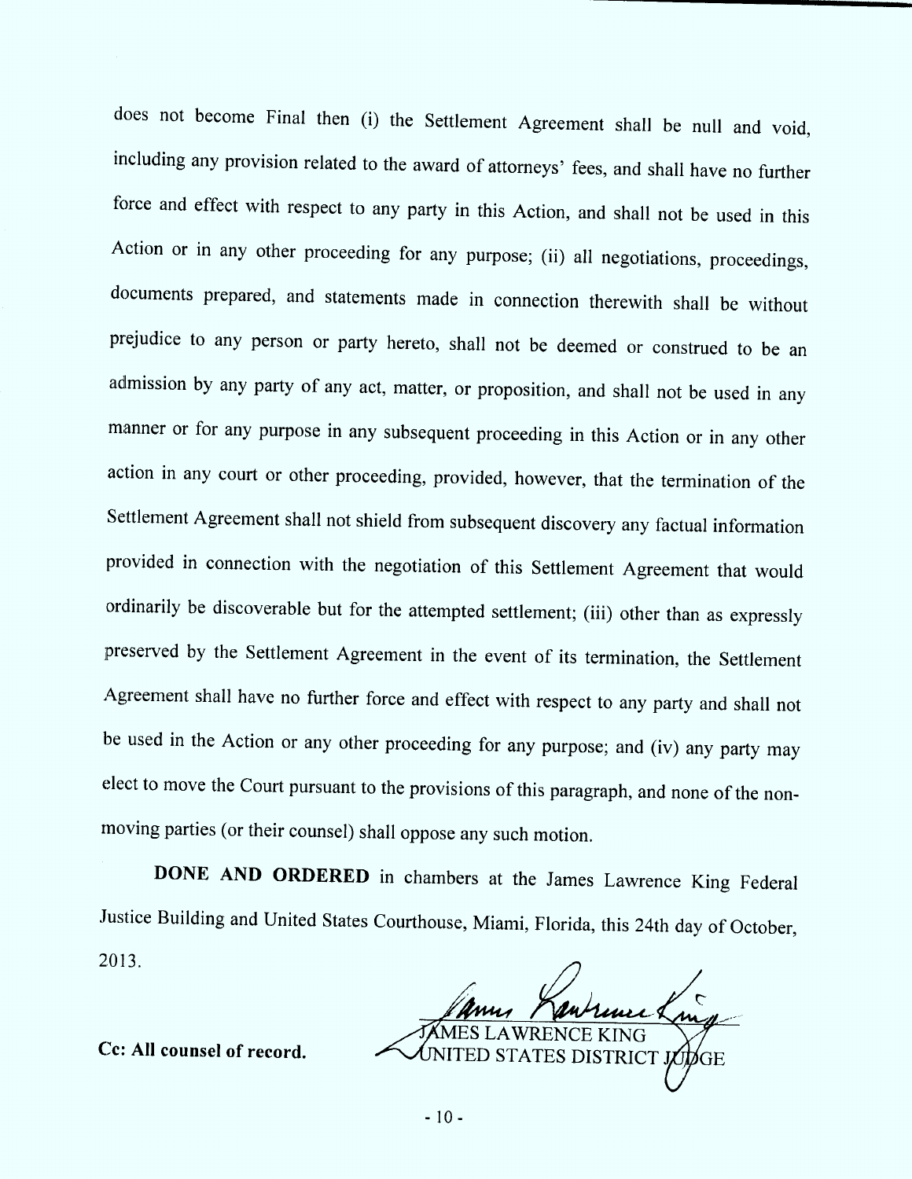does not become Final then (i) the Settlement Agreement shall be null and void, including any provision related to the award of attorneys' fees, and shall have no further force and effect with respect to any party in this Action, and shall not be used in this Action or in any other proceeding for any purpose; (ii) all negotiations, proceedings, documents prepared, and statements made in connection therewith shall be without prejudice to any person or party hereto, shall not be deemed or construed to be an admission by any party of any act, matter, or proposition, and shall not be used in any manner or for any purpose in any subsequent proceeding in this Action or in any other action in any court or other proceeding, provided, however, that the termination of the Settlement Agreement shall not shield from subsequent discovery any factual information provided in connection with the negotiation of this Settlement Agreement that would ordinarily be discoverable but for the attempted settlement; (iii) other than as expressly preserved by the Settlement Agreement in the event of its termination, the Settlement Agreement shall have no further force and effect with respect to any party and shall not be used in the Action or any other proceeding for any purpose; and (iv) any party may elect to move the Court pursuant to the provisions of this paragraph, and none of the non-moving parties (or their counsel) shall oppose any such motion.

**DONE AND ORDERED** in chambers at the James Lawrence King Federal Justice Building and United States Courthouse, Miami, Florida, this 24th day of October, 2013.

JAMES LAWRENCE KING
UNITED STATES DISTRICT JUDGE

**Cc: All counsel of record.**